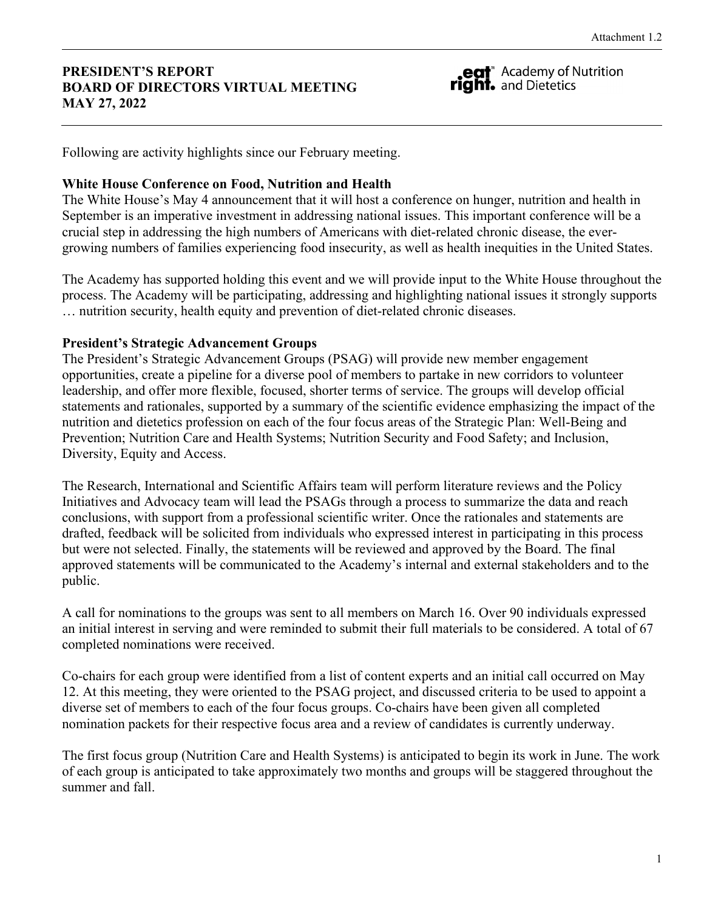Attachment 1.2

**PRESIDENT'S REPORT**
**BOARD OF DIRECTORS VIRTUAL MEETING**
**MAY 27, 2022**

eat right. Academy of Nutrition and Dietetics

Following are activity highlights since our February meeting.

**White House Conference on Food, Nutrition and Health**

The White House's May 4 announcement that it will host a conference on hunger, nutrition and health in September is an imperative investment in addressing national issues. This important conference will be a crucial step in addressing the high numbers of Americans with diet-related chronic disease, the ever-growing numbers of families experiencing food insecurity, as well as health inequities in the United States.

The Academy has supported holding this event and we will provide input to the White House throughout the process. The Academy will be participating, addressing and highlighting national issues it strongly supports … nutrition security, health equity and prevention of diet-related chronic diseases.

**President's Strategic Advancement Groups**

The President's Strategic Advancement Groups (PSAG) will provide new member engagement opportunities, create a pipeline for a diverse pool of members to partake in new corridors to volunteer leadership, and offer more flexible, focused, shorter terms of service. The groups will develop official statements and rationales, supported by a summary of the scientific evidence emphasizing the impact of the nutrition and dietetics profession on each of the four focus areas of the Strategic Plan: Well-Being and Prevention; Nutrition Care and Health Systems; Nutrition Security and Food Safety; and Inclusion, Diversity, Equity and Access.

The Research, International and Scientific Affairs team will perform literature reviews and the Policy Initiatives and Advocacy team will lead the PSAGs through a process to summarize the data and reach conclusions, with support from a professional scientific writer. Once the rationales and statements are drafted, feedback will be solicited from individuals who expressed interest in participating in this process but were not selected. Finally, the statements will be reviewed and approved by the Board. The final approved statements will be communicated to the Academy's internal and external stakeholders and to the public.

A call for nominations to the groups was sent to all members on March 16. Over 90 individuals expressed an initial interest in serving and were reminded to submit their full materials to be considered. A total of 67 completed nominations were received.

Co-chairs for each group were identified from a list of content experts and an initial call occurred on May 12. At this meeting, they were oriented to the PSAG project, and discussed criteria to be used to appoint a diverse set of members to each of the four focus groups. Co-chairs have been given all completed nomination packets for their respective focus area and a review of candidates is currently underway.

The first focus group (Nutrition Care and Health Systems) is anticipated to begin its work in June. The work of each group is anticipated to take approximately two months and groups will be staggered throughout the summer and fall.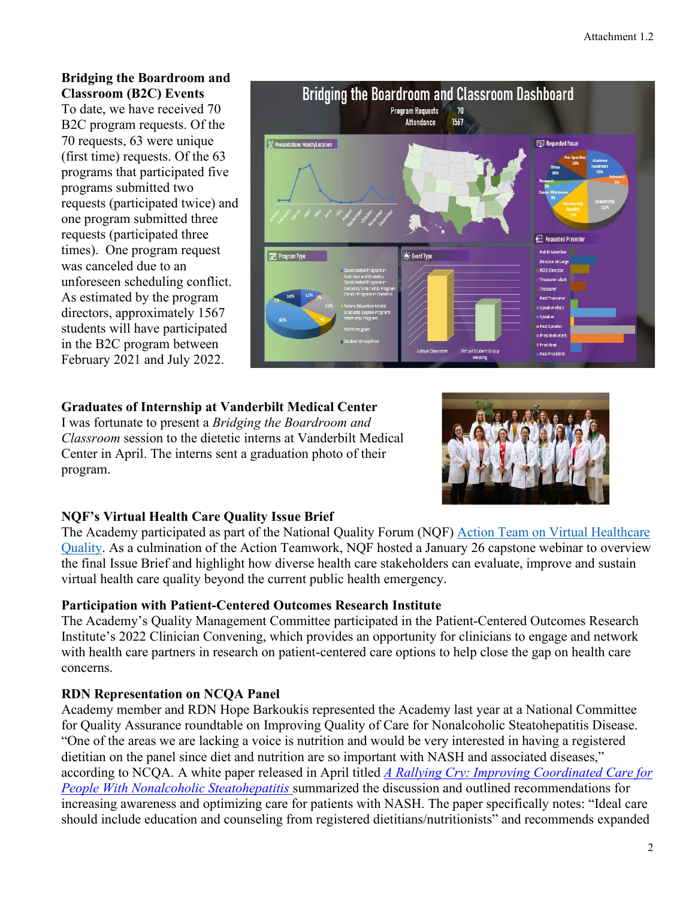**Bridging the Boardroom and Classroom (B2C) Events**

To date, we have received 70 B2C program requests. Of the 70 requests, 63 were unique (first time) requests. Of the 63 programs that participated five programs submitted two requests (participated twice) and one program submitted three requests (participated three times). One program request was canceled due to an unforeseen scheduling conflict. As estimated by the program directors, approximately 1567 students will have participated in the B2C program between February 2021 and July 2022.

**Graduates of Internship at Vanderbilt Medical Center**

I was fortunate to present a *Bridging the Boardroom and Classroom* session to the dietetic interns at Vanderbilt Medical Center in April. The interns sent a graduation photo of their program.

**NQF's Virtual Health Care Quality Issue Brief**

The Academy participated as part of the National Quality Forum (NQF) Action Team on Virtual Healthcare Quality. As a culmination of the Action Teamwork, NQF hosted a January 26 capstone webinar to overview the final Issue Brief and highlight how diverse health care stakeholders can evaluate, improve and sustain virtual health care quality beyond the current public health emergency.

**Participation with Patient-Centered Outcomes Research Institute**

The Academy's Quality Management Committee participated in the Patient-Centered Outcomes Research Institute's 2022 Clinician Convening, which provides an opportunity for clinicians to engage and network with health care partners in research on patient-centered care options to help close the gap on health care concerns.

**RDN Representation on NCQA Panel**

Academy member and RDN Hope Barkoukis represented the Academy last year at a National Committee for Quality Assurance roundtable on Improving Quality of Care for Nonalcoholic Steatohepatitis Disease. "One of the areas we are lacking a voice is nutrition and would be very interested in having a registered dietitian on the panel since diet and nutrition are so important with NASH and associated diseases," according to NCQA. A white paper released in April titled *A Rallying Cry: Improving Coordinated Care for People With Nonalcoholic Steatohepatitis* summarized the discussion and outlined recommendations for increasing awareness and optimizing care for patients with NASH. The paper specifically notes: "Ideal care should include education and counseling from registered dietitians/nutritionists" and recommends expanded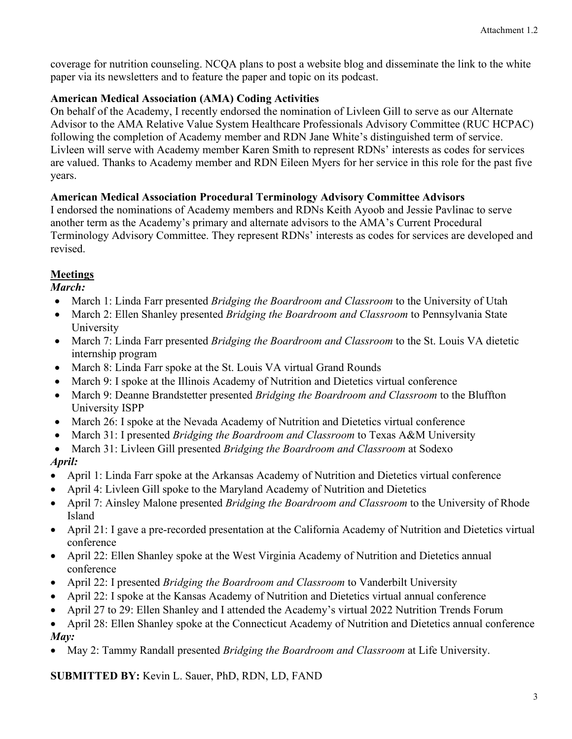coverage for nutrition counseling. NCQA plans to post a website blog and disseminate the link to the white paper via its newsletters and to feature the paper and topic on its podcast.

**American Medical Association (AMA) Coding Activities**

On behalf of the Academy, I recently endorsed the nomination of Livleen Gill to serve as our Alternate Advisor to the AMA Relative Value System Healthcare Professionals Advisory Committee (RUC HCPAC) following the completion of Academy member and RDN Jane White's distinguished term of service. Livleen will serve with Academy member Karen Smith to represent RDNs' interests as codes for services are valued. Thanks to Academy member and RDN Eileen Myers for her service in this role for the past five years.

**American Medical Association Procedural Terminology Advisory Committee Advisors**

I endorsed the nominations of Academy members and RDNs Keith Ayoob and Jessie Pavlinac to serve another term as the Academy's primary and alternate advisors to the AMA's Current Procedural Terminology Advisory Committee. They represent RDNs' interests as codes for services are developed and revised.

**Meetings**

***March:***

- March 1: Linda Farr presented *Bridging the Boardroom and Classroom* to the University of Utah
- March 2: Ellen Shanley presented *Bridging the Boardroom and Classroom* to Pennsylvania State University
- March 7: Linda Farr presented *Bridging the Boardroom and Classroom* to the St. Louis VA dietetic internship program
- March 8: Linda Farr spoke at the St. Louis VA virtual Grand Rounds
- March 9: I spoke at the Illinois Academy of Nutrition and Dietetics virtual conference
- March 9: Deanne Brandstetter presented *Bridging the Boardroom and Classroom* to the Bluffton University ISPP
- March 26: I spoke at the Nevada Academy of Nutrition and Dietetics virtual conference
- March 31: I presented *Bridging the Boardroom and Classroom* to Texas A&M University
- March 31: Livleen Gill presented *Bridging the Boardroom and Classroom* at Sodexo

***April:***

- April 1: Linda Farr spoke at the Arkansas Academy of Nutrition and Dietetics virtual conference
- April 4: Livleen Gill spoke to the Maryland Academy of Nutrition and Dietetics
- April 7: Ainsley Malone presented *Bridging the Boardroom and Classroom* to the University of Rhode Island
- April 21: I gave a pre-recorded presentation at the California Academy of Nutrition and Dietetics virtual conference
- April 22: Ellen Shanley spoke at the West Virginia Academy of Nutrition and Dietetics annual conference
- April 22: I presented *Bridging the Boardroom and Classroom* to Vanderbilt University
- April 22: I spoke at the Kansas Academy of Nutrition and Dietetics virtual annual conference
- April 27 to 29: Ellen Shanley and I attended the Academy's virtual 2022 Nutrition Trends Forum
- April 28: Ellen Shanley spoke at the Connecticut Academy of Nutrition and Dietetics annual conference

***May:***

- May 2: Tammy Randall presented *Bridging the Boardroom and Classroom* at Life University.

**SUBMITTED BY:** Kevin L. Sauer, PhD, RDN, LD, FAND